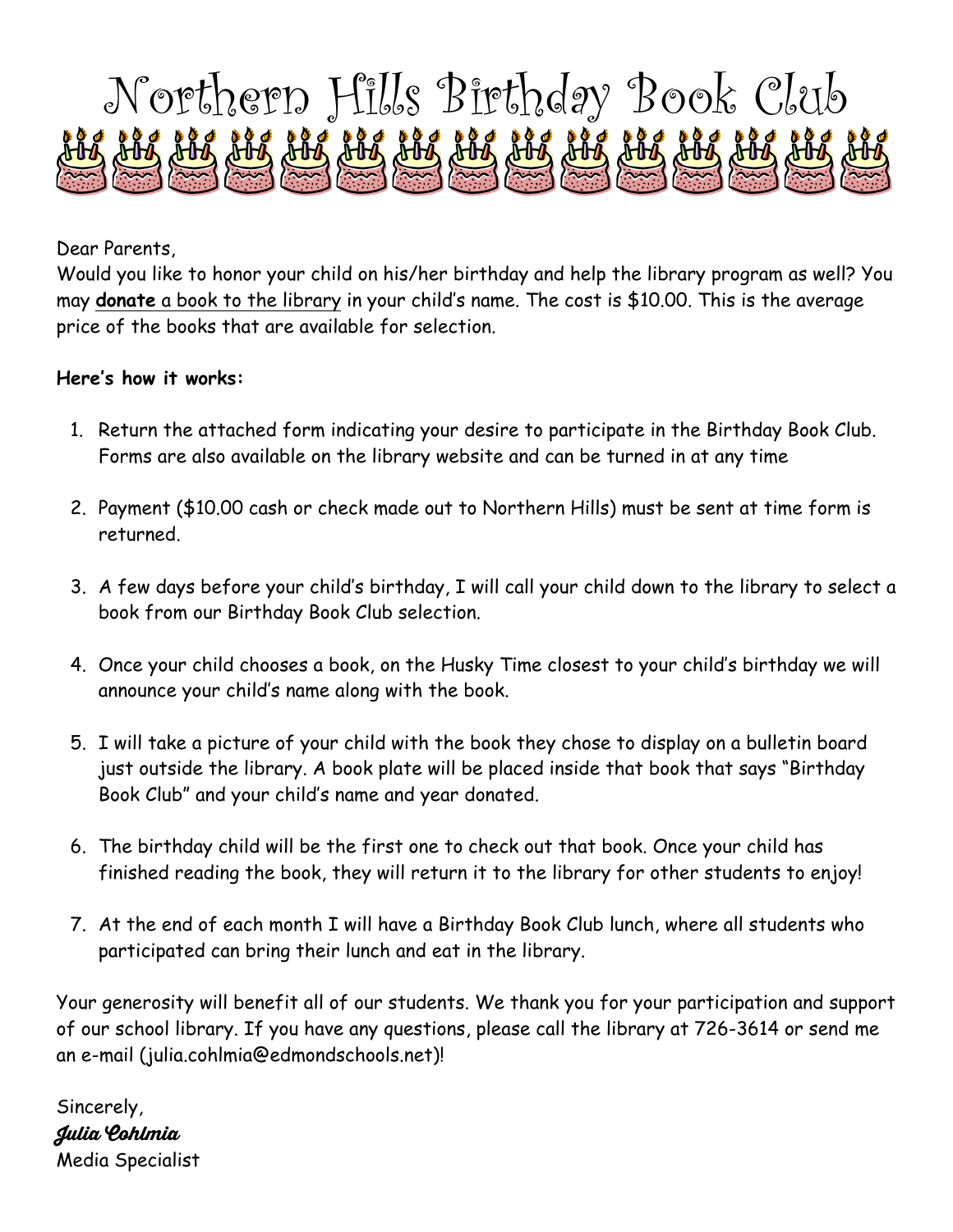# Northern Hills Birthday Book Club

Dear Parents,

Would you like to honor your child on his/her birthday and help the library program as well? You may **donate** a book to the library in your child's name. The cost is $10.00. This is the average price of the books that are available for selection.

**Here's how it works:**

1. Return the attached form indicating your desire to participate in the Birthday Book Club. Forms are also available on the library website and can be turned in at any time

2. Payment ($10.00 cash or check made out to Northern Hills) must be sent at time form is returned.

3. A few days before your child's birthday, I will call your child down to the library to select a book from our Birthday Book Club selection.

4. Once your child chooses a book, on the Husky Time closest to your child's birthday we will announce your child's name along with the book.

5. I will take a picture of your child with the book they chose to display on a bulletin board just outside the library. A book plate will be placed inside that book that says "Birthday Book Club" and your child's name and year donated.

6. The birthday child will be the first one to check out that book. Once your child has finished reading the book, they will return it to the library for other students to enjoy!

7. At the end of each month I will have a Birthday Book Club lunch, where all students who participated can bring their lunch and eat in the library.

Your generosity will benefit all of our students. We thank you for your participation and support of our school library. If you have any questions, please call the library at 726-3614 or send me an e-mail (julia.cohlmia@edmondschools.net)!

Sincerely,

***Julia Cohlmia***

Media Specialist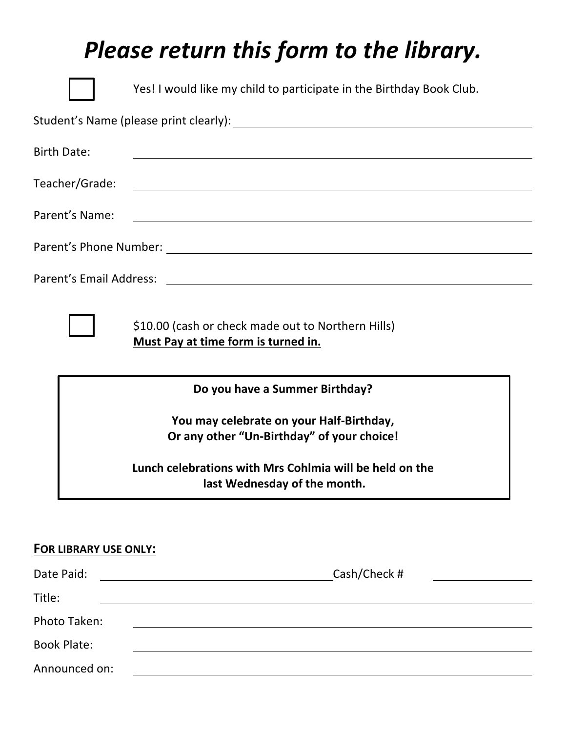# *Please return this form to the library.*

☐ Yes! I would like my child to participate in the Birthday Book Club.

Student's Name (please print clearly): ______________________________

Birth Date: ______________________________

Teacher/Grade: ______________________________

Parent's Name: ______________________________

Parent's Phone Number: ______________________________

Parent's Email Address: ______________________________

☐ $10.00 (cash or check made out to Northern Hills)
**Must Pay at time form is turned in.**

> **Do you have a Summer Birthday?**
>
> **You may celebrate on your Half-Birthday,**
> **Or any other "Un-Birthday" of your choice!**
>
> **Lunch celebrations with Mrs Cohlmia will be held on the last Wednesday of the month.**

**FOR LIBRARY USE ONLY:**

Date Paid: ______________________ Cash/Check # __________

Title: ______________________________

Photo Taken: ______________________________

Book Plate: ______________________________

Announced on: ______________________________